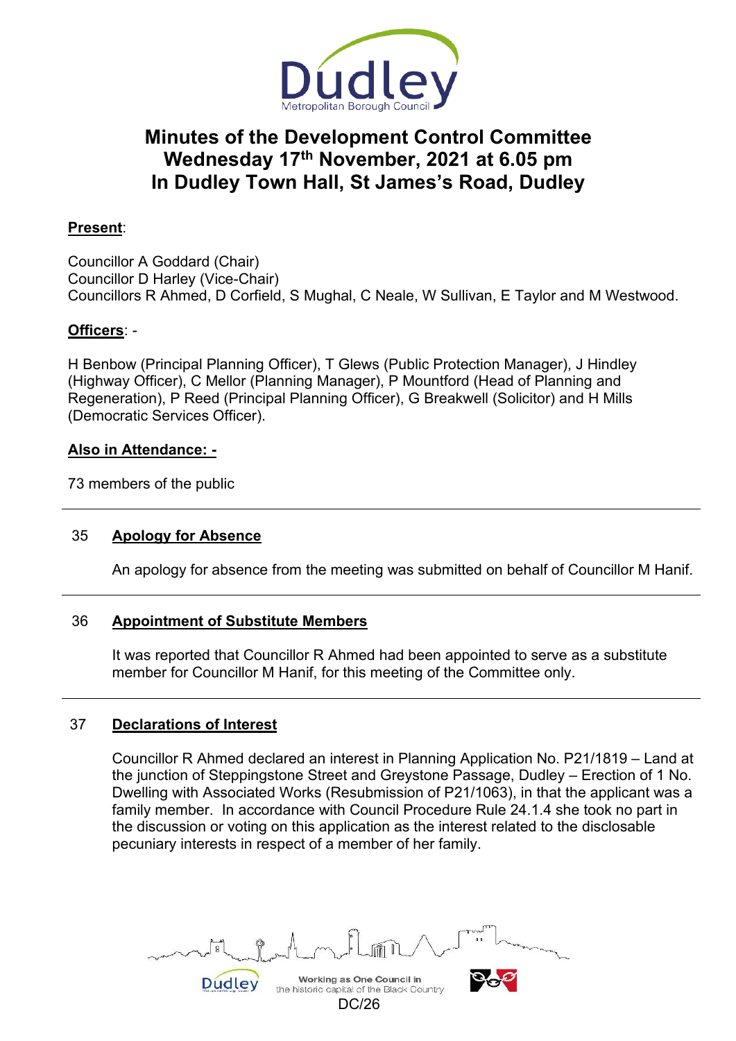# Minutes of the Development Control Committee Wednesday 17th November, 2021 at 6.05 pm In Dudley Town Hall, St James's Road, Dudley

**Present**:

Councillor A Goddard (Chair)
Councillor D Harley (Vice-Chair)
Councillors R Ahmed, D Corfield, S Mughal, C Neale, W Sullivan, E Taylor and M Westwood.

**Officers**: -

H Benbow (Principal Planning Officer), T Glews (Public Protection Manager), J Hindley (Highway Officer), C Mellor (Planning Manager), P Mountford (Head of Planning and Regeneration), P Reed (Principal Planning Officer), G Breakwell (Solicitor) and H Mills (Democratic Services Officer).

**Also in Attendance: -**

73 members of the public

---

## 35 Apology for Absence

An apology for absence from the meeting was submitted on behalf of Councillor M Hanif.

---

## 36 Appointment of Substitute Members

It was reported that Councillor R Ahmed had been appointed to serve as a substitute member for Councillor M Hanif, for this meeting of the Committee only.

---

## 37 Declarations of Interest

Councillor R Ahmed declared an interest in Planning Application No. P21/1819 – Land at the junction of Steppingstone Street and Greystone Passage, Dudley – Erection of 1 No. Dwelling with Associated Works (Resubmission of P21/1063), in that the applicant was a family member. In accordance with Council Procedure Rule 24.1.4 she took no part in the discussion or voting on this application as the interest related to the disclosable pecuniary interests in respect of a member of her family.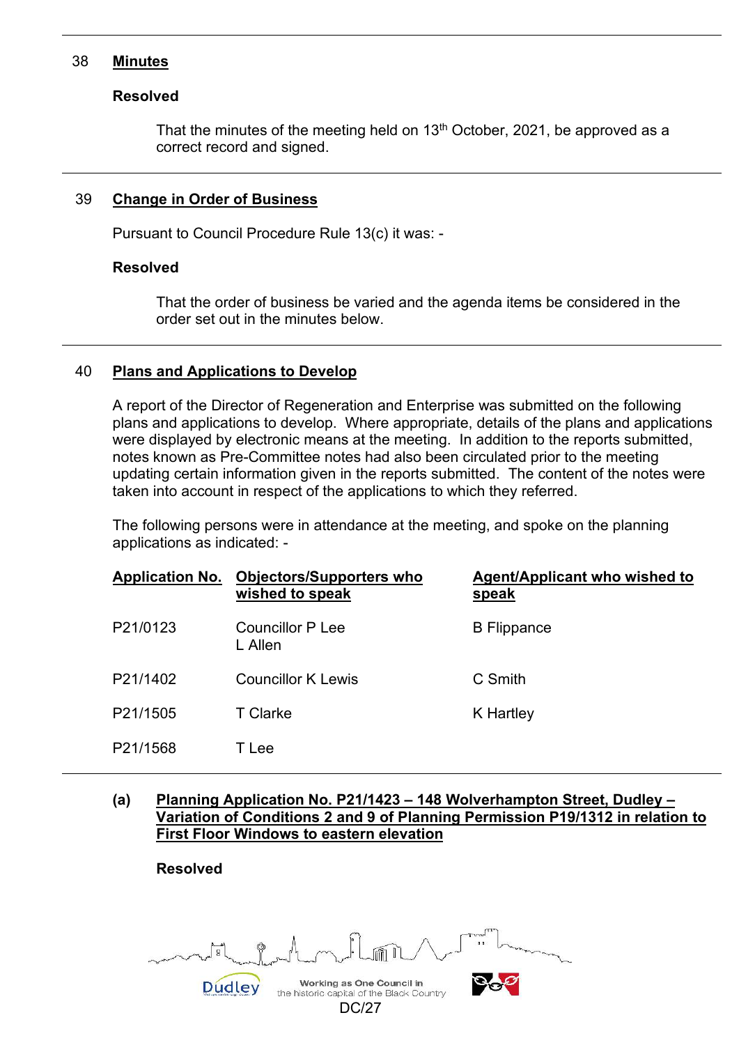38 **Minutes**

**Resolved**

That the minutes of the meeting held on 13th October, 2021, be approved as a correct record and signed.

---

39 **Change in Order of Business**

Pursuant to Council Procedure Rule 13(c) it was: -

**Resolved**

That the order of business be varied and the agenda items be considered in the order set out in the minutes below.

---

40 **Plans and Applications to Develop**

A report of the Director of Regeneration and Enterprise was submitted on the following plans and applications to develop. Where appropriate, details of the plans and applications were displayed by electronic means at the meeting. In addition to the reports submitted, notes known as Pre-Committee notes had also been circulated prior to the meeting updating certain information given in the reports submitted. The content of the notes were taken into account in respect of the applications to which they referred.

The following persons were in attendance at the meeting, and spoke on the planning applications as indicated: -

| Application No. | Objectors/Supporters who wished to speak | Agent/Applicant who wished to speak |
|---|---|---|
| P21/0123 | Councillor P Lee<br>L Allen | B Flippance |
| P21/1402 | Councillor K Lewis | C Smith |
| P21/1505 | T Clarke | K Hartley |
| P21/1568 | T Lee | |

---

**(a) Planning Application No. P21/1423 – 148 Wolverhampton Street, Dudley – Variation of Conditions 2 and 9 of Planning Permission P19/1312 in relation to First Floor Windows to eastern elevation**

**Resolved**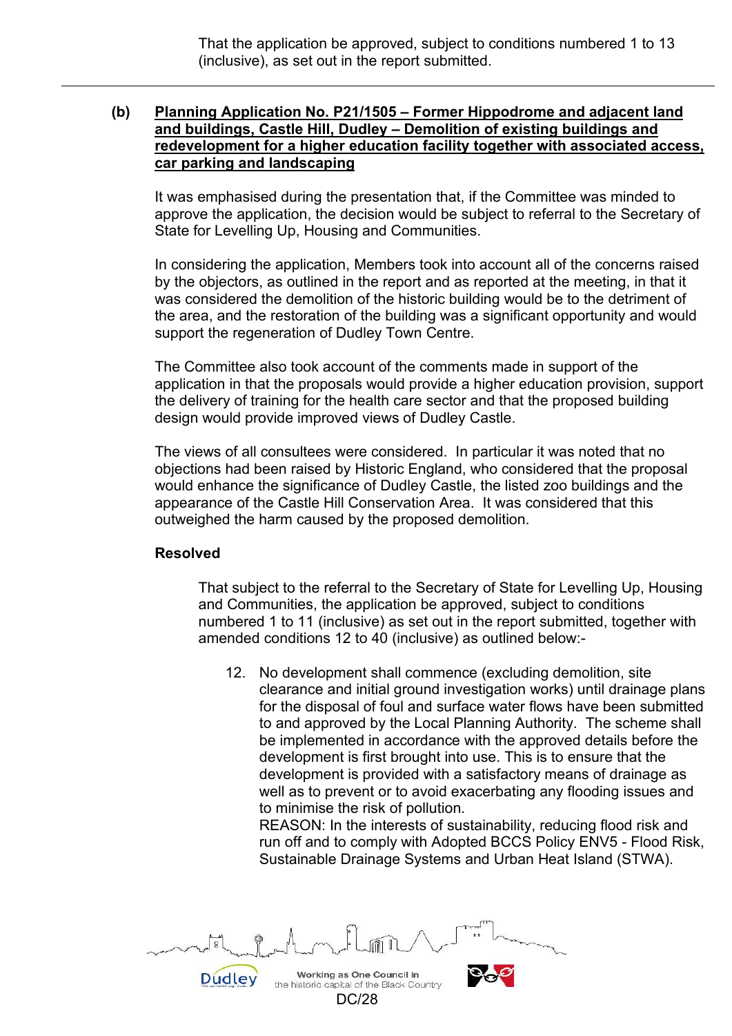That the application be approved, subject to conditions numbered 1 to 13 (inclusive), as set out in the report submitted.

---

**(b) Planning Application No. P21/1505 – Former Hippodrome and adjacent land and buildings, Castle Hill, Dudley – Demolition of existing buildings and redevelopment for a higher education facility together with associated access, car parking and landscaping**

It was emphasised during the presentation that, if the Committee was minded to approve the application, the decision would be subject to referral to the Secretary of State for Levelling Up, Housing and Communities.

In considering the application, Members took into account all of the concerns raised by the objectors, as outlined in the report and as reported at the meeting, in that it was considered the demolition of the historic building would be to the detriment of the area, and the restoration of the building was a significant opportunity and would support the regeneration of Dudley Town Centre.

The Committee also took account of the comments made in support of the application in that the proposals would provide a higher education provision, support the delivery of training for the health care sector and that the proposed building design would provide improved views of Dudley Castle.

The views of all consultees were considered. In particular it was noted that no objections had been raised by Historic England, who considered that the proposal would enhance the significance of Dudley Castle, the listed zoo buildings and the appearance of the Castle Hill Conservation Area. It was considered that this outweighed the harm caused by the proposed demolition.

**Resolved**

That subject to the referral to the Secretary of State for Levelling Up, Housing and Communities, the application be approved, subject to conditions numbered 1 to 11 (inclusive) as set out in the report submitted, together with amended conditions 12 to 40 (inclusive) as outlined below:-

12. No development shall commence (excluding demolition, site clearance and initial ground investigation works) until drainage plans for the disposal of foul and surface water flows have been submitted to and approved by the Local Planning Authority. The scheme shall be implemented in accordance with the approved details before the development is first brought into use. This is to ensure that the development is provided with a satisfactory means of drainage as well as to prevent or to avoid exacerbating any flooding issues and to minimise the risk of pollution.
REASON: In the interests of sustainability, reducing flood risk and run off and to comply with Adopted BCCS Policy ENV5 - Flood Risk, Sustainable Drainage Systems and Urban Heat Island (STWA).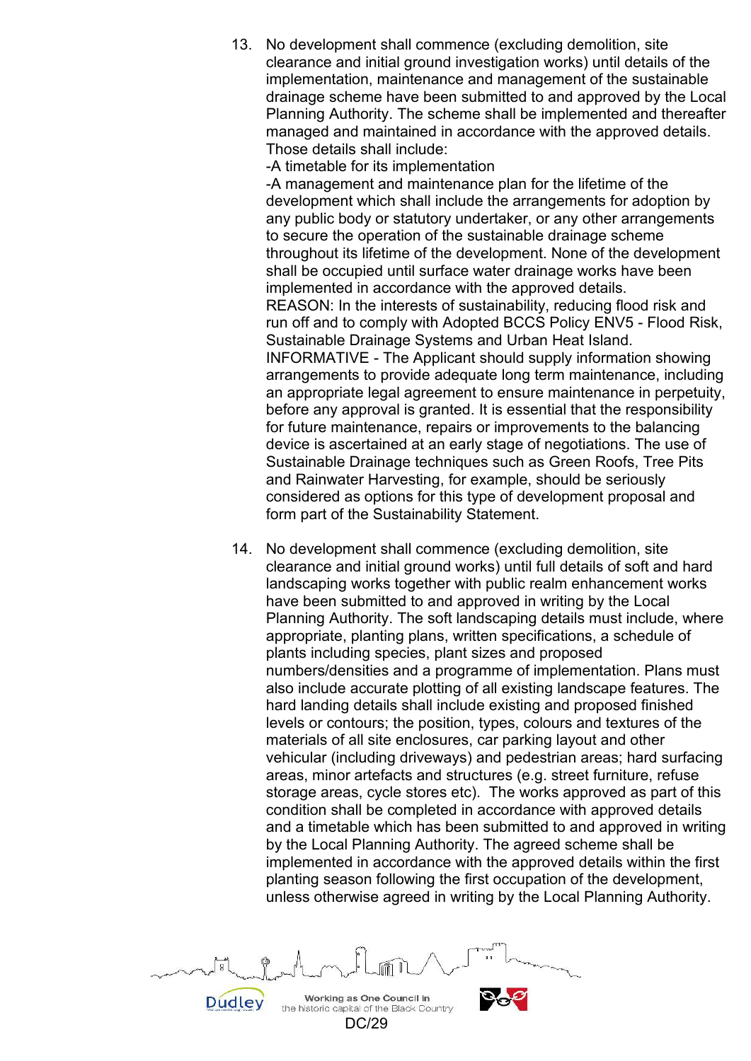13. No development shall commence (excluding demolition, site clearance and initial ground investigation works) until details of the implementation, maintenance and management of the sustainable drainage scheme have been submitted to and approved by the Local Planning Authority. The scheme shall be implemented and thereafter managed and maintained in accordance with the approved details. Those details shall include:
    -A timetable for its implementation
    -A management and maintenance plan for the lifetime of the development which shall include the arrangements for adoption by any public body or statutory undertaker, or any other arrangements to secure the operation of the sustainable drainage scheme throughout its lifetime of the development. None of the development shall be occupied until surface water drainage works have been implemented in accordance with the approved details.
    REASON: In the interests of sustainability, reducing flood risk and run off and to comply with Adopted BCCS Policy ENV5 - Flood Risk, Sustainable Drainage Systems and Urban Heat Island.
    INFORMATIVE - The Applicant should supply information showing arrangements to provide adequate long term maintenance, including an appropriate legal agreement to ensure maintenance in perpetuity, before any approval is granted. It is essential that the responsibility for future maintenance, repairs or improvements to the balancing device is ascertained at an early stage of negotiations. The use of Sustainable Drainage techniques such as Green Roofs, Tree Pits and Rainwater Harvesting, for example, should be seriously considered as options for this type of development proposal and form part of the Sustainability Statement.

14. No development shall commence (excluding demolition, site clearance and initial ground works) until full details of soft and hard landscaping works together with public realm enhancement works have been submitted to and approved in writing by the Local Planning Authority. The soft landscaping details must include, where appropriate, planting plans, written specifications, a schedule of plants including species, plant sizes and proposed numbers/densities and a programme of implementation. Plans must also include accurate plotting of all existing landscape features. The hard landing details shall include existing and proposed finished levels or contours; the position, types, colours and textures of the materials of all site enclosures, car parking layout and other vehicular (including driveways) and pedestrian areas; hard surfacing areas, minor artefacts and structures (e.g. street furniture, refuse storage areas, cycle stores etc). The works approved as part of this condition shall be completed in accordance with approved details and a timetable which has been submitted to and approved in writing by the Local Planning Authority. The agreed scheme shall be implemented in accordance with the approved details within the first planting season following the first occupation of the development, unless otherwise agreed in writing by the Local Planning Authority.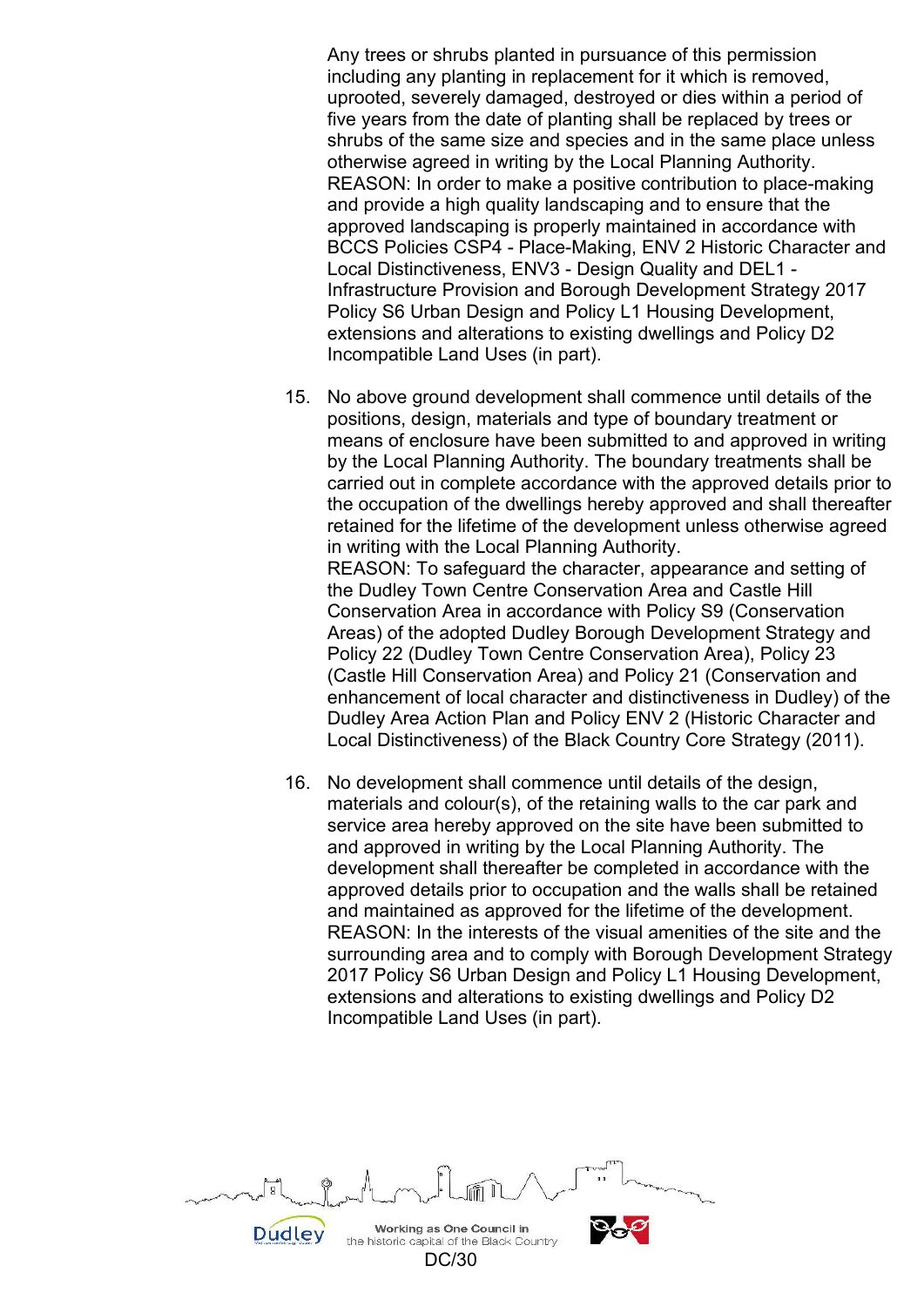Any trees or shrubs planted in pursuance of this permission including any planting in replacement for it which is removed, uprooted, severely damaged, destroyed or dies within a period of five years from the date of planting shall be replaced by trees or shrubs of the same size and species and in the same place unless otherwise agreed in writing by the Local Planning Authority.
REASON: In order to make a positive contribution to place-making and provide a high quality landscaping and to ensure that the approved landscaping is properly maintained in accordance with BCCS Policies CSP4 - Place-Making, ENV 2 Historic Character and Local Distinctiveness, ENV3 - Design Quality and DEL1 - Infrastructure Provision and Borough Development Strategy 2017 Policy S6 Urban Design and Policy L1 Housing Development, extensions and alterations to existing dwellings and Policy D2 Incompatible Land Uses (in part).

15. No above ground development shall commence until details of the positions, design, materials and type of boundary treatment or means of enclosure have been submitted to and approved in writing by the Local Planning Authority. The boundary treatments shall be carried out in complete accordance with the approved details prior to the occupation of the dwellings hereby approved and shall thereafter retained for the lifetime of the development unless otherwise agreed in writing with the Local Planning Authority.
REASON: To safeguard the character, appearance and setting of the Dudley Town Centre Conservation Area and Castle Hill Conservation Area in accordance with Policy S9 (Conservation Areas) of the adopted Dudley Borough Development Strategy and Policy 22 (Dudley Town Centre Conservation Area), Policy 23 (Castle Hill Conservation Area) and Policy 21 (Conservation and enhancement of local character and distinctiveness in Dudley) of the Dudley Area Action Plan and Policy ENV 2 (Historic Character and Local Distinctiveness) of the Black Country Core Strategy (2011).

16. No development shall commence until details of the design, materials and colour(s), of the retaining walls to the car park and service area hereby approved on the site have been submitted to and approved in writing by the Local Planning Authority. The development shall thereafter be completed in accordance with the approved details prior to occupation and the walls shall be retained and maintained as approved for the lifetime of the development.
REASON: In the interests of the visual amenities of the site and the surrounding area and to comply with Borough Development Strategy 2017 Policy S6 Urban Design and Policy L1 Housing Development, extensions and alterations to existing dwellings and Policy D2 Incompatible Land Uses (in part).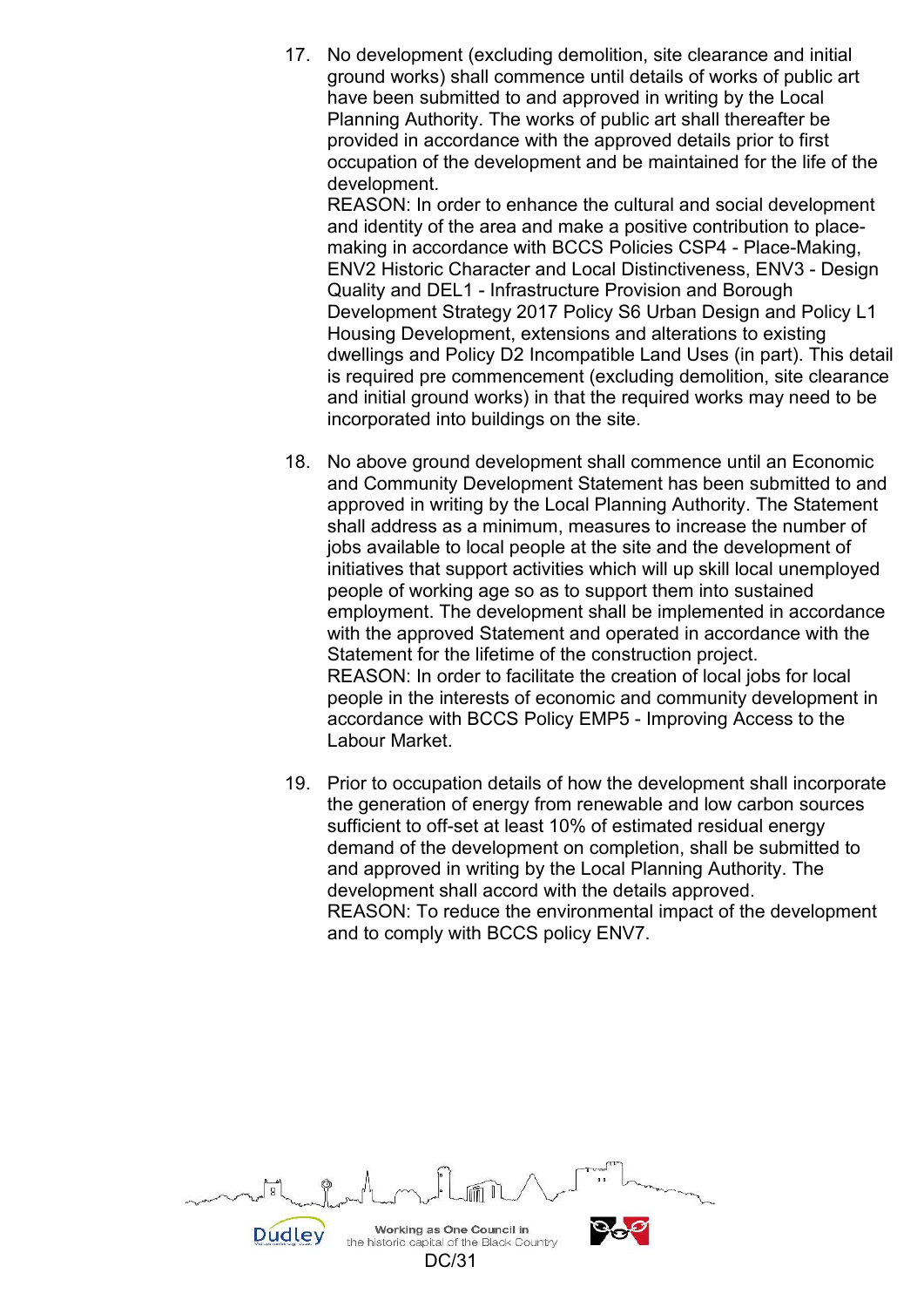17. No development (excluding demolition, site clearance and initial ground works) shall commence until details of works of public art have been submitted to and approved in writing by the Local Planning Authority. The works of public art shall thereafter be provided in accordance with the approved details prior to first occupation of the development and be maintained for the life of the development.
    REASON: In order to enhance the cultural and social development and identity of the area and make a positive contribution to place-making in accordance with BCCS Policies CSP4 - Place-Making, ENV2 Historic Character and Local Distinctiveness, ENV3 - Design Quality and DEL1 - Infrastructure Provision and Borough Development Strategy 2017 Policy S6 Urban Design and Policy L1 Housing Development, extensions and alterations to existing dwellings and Policy D2 Incompatible Land Uses (in part). This detail is required pre commencement (excluding demolition, site clearance and initial ground works) in that the required works may need to be incorporated into buildings on the site.

18. No above ground development shall commence until an Economic and Community Development Statement has been submitted to and approved in writing by the Local Planning Authority. The Statement shall address as a minimum, measures to increase the number of jobs available to local people at the site and the development of initiatives that support activities which will up skill local unemployed people of working age so as to support them into sustained employment. The development shall be implemented in accordance with the approved Statement and operated in accordance with the Statement for the lifetime of the construction project.
    REASON: In order to facilitate the creation of local jobs for local people in the interests of economic and community development in accordance with BCCS Policy EMP5 - Improving Access to the Labour Market.

19. Prior to occupation details of how the development shall incorporate the generation of energy from renewable and low carbon sources sufficient to off-set at least 10% of estimated residual energy demand of the development on completion, shall be submitted to and approved in writing by the Local Planning Authority. The development shall accord with the details approved.
    REASON: To reduce the environmental impact of the development and to comply with BCCS policy ENV7.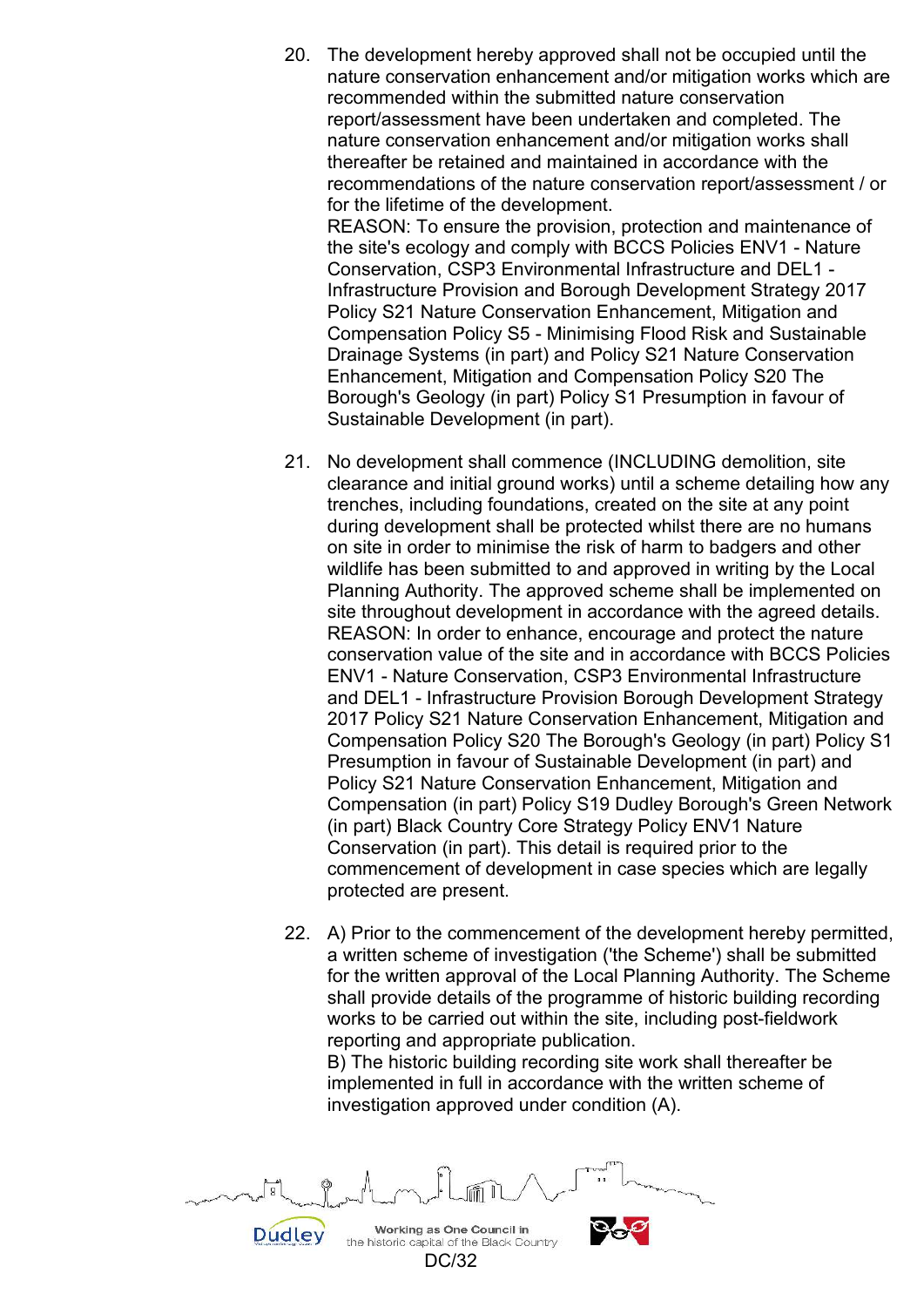20. The development hereby approved shall not be occupied until the nature conservation enhancement and/or mitigation works which are recommended within the submitted nature conservation report/assessment have been undertaken and completed. The nature conservation enhancement and/or mitigation works shall thereafter be retained and maintained in accordance with the recommendations of the nature conservation report/assessment / or for the lifetime of the development.
REASON: To ensure the provision, protection and maintenance of the site's ecology and comply with BCCS Policies ENV1 - Nature Conservation, CSP3 Environmental Infrastructure and DEL1 - Infrastructure Provision and Borough Development Strategy 2017 Policy S21 Nature Conservation Enhancement, Mitigation and Compensation Policy S5 - Minimising Flood Risk and Sustainable Drainage Systems (in part) and Policy S21 Nature Conservation Enhancement, Mitigation and Compensation Policy S20 The Borough's Geology (in part) Policy S1 Presumption in favour of Sustainable Development (in part).

21. No development shall commence (INCLUDING demolition, site clearance and initial ground works) until a scheme detailing how any trenches, including foundations, created on the site at any point during development shall be protected whilst there are no humans on site in order to minimise the risk of harm to badgers and other wildlife has been submitted to and approved in writing by the Local Planning Authority. The approved scheme shall be implemented on site throughout development in accordance with the agreed details.
REASON: In order to enhance, encourage and protect the nature conservation value of the site and in accordance with BCCS Policies ENV1 - Nature Conservation, CSP3 Environmental Infrastructure and DEL1 - Infrastructure Provision Borough Development Strategy 2017 Policy S21 Nature Conservation Enhancement, Mitigation and Compensation Policy S20 The Borough's Geology (in part) Policy S1 Presumption in favour of Sustainable Development (in part) and Policy S21 Nature Conservation Enhancement, Mitigation and Compensation (in part) Policy S19 Dudley Borough's Green Network (in part) Black Country Core Strategy Policy ENV1 Nature Conservation (in part). This detail is required prior to the commencement of development in case species which are legally protected are present.

22. A) Prior to the commencement of the development hereby permitted, a written scheme of investigation ('the Scheme') shall be submitted for the written approval of the Local Planning Authority. The Scheme shall provide details of the programme of historic building recording works to be carried out within the site, including post-fieldwork reporting and appropriate publication.
B) The historic building recording site work shall thereafter be implemented in full in accordance with the written scheme of investigation approved under condition (A).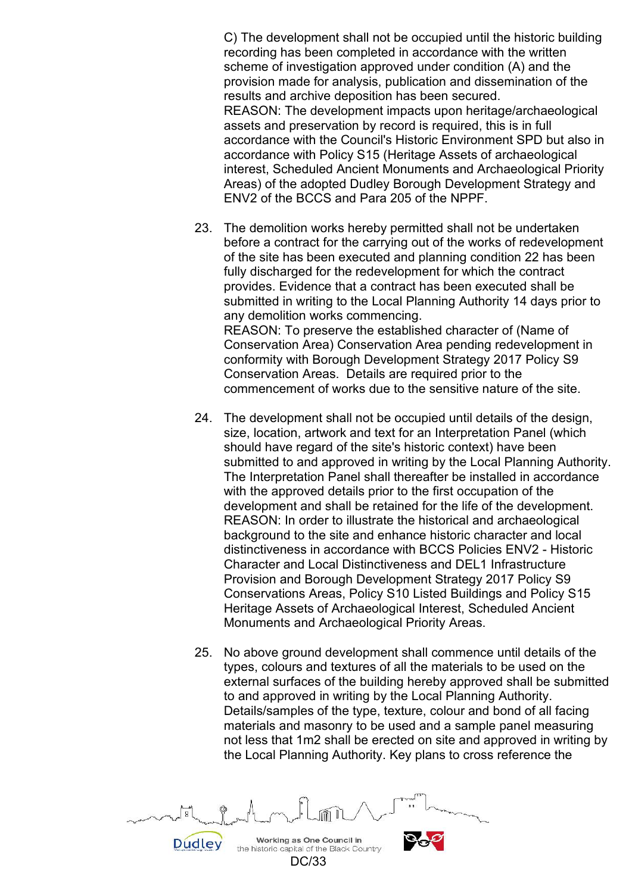C) The development shall not be occupied until the historic building recording has been completed in accordance with the written scheme of investigation approved under condition (A) and the provision made for analysis, publication and dissemination of the results and archive deposition has been secured.
REASON: The development impacts upon heritage/archaeological assets and preservation by record is required, this is in full accordance with the Council's Historic Environment SPD but also in accordance with Policy S15 (Heritage Assets of archaeological interest, Scheduled Ancient Monuments and Archaeological Priority Areas) of the adopted Dudley Borough Development Strategy and ENV2 of the BCCS and Para 205 of the NPPF.

23. The demolition works hereby permitted shall not be undertaken before a contract for the carrying out of the works of redevelopment of the site has been executed and planning condition 22 has been fully discharged for the redevelopment for which the contract provides. Evidence that a contract has been executed shall be submitted in writing to the Local Planning Authority 14 days prior to any demolition works commencing.
REASON: To preserve the established character of (Name of Conservation Area) Conservation Area pending redevelopment in conformity with Borough Development Strategy 2017 Policy S9 Conservation Areas. Details are required prior to the commencement of works due to the sensitive nature of the site.

24. The development shall not be occupied until details of the design, size, location, artwork and text for an Interpretation Panel (which should have regard of the site's historic context) have been submitted to and approved in writing by the Local Planning Authority. The Interpretation Panel shall thereafter be installed in accordance with the approved details prior to the first occupation of the development and shall be retained for the life of the development.
REASON: In order to illustrate the historical and archaeological background to the site and enhance historic character and local distinctiveness in accordance with BCCS Policies ENV2 - Historic Character and Local Distinctiveness and DEL1 Infrastructure Provision and Borough Development Strategy 2017 Policy S9 Conservations Areas, Policy S10 Listed Buildings and Policy S15 Heritage Assets of Archaeological Interest, Scheduled Ancient Monuments and Archaeological Priority Areas.

25. No above ground development shall commence until details of the types, colours and textures of all the materials to be used on the external surfaces of the building hereby approved shall be submitted to and approved in writing by the Local Planning Authority. Details/samples of the type, texture, colour and bond of all facing materials and masonry to be used and a sample panel measuring not less that 1m2 shall be erected on site and approved in writing by the Local Planning Authority. Key plans to cross reference the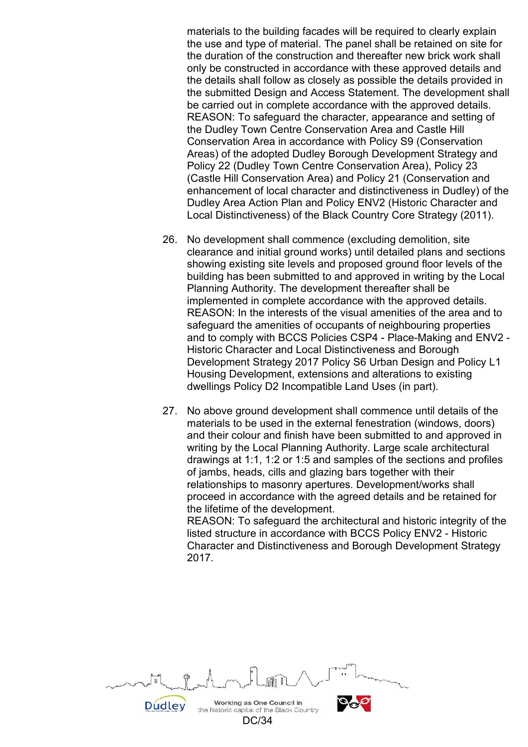materials to the building facades will be required to clearly explain the use and type of material. The panel shall be retained on site for the duration of the construction and thereafter new brick work shall only be constructed in accordance with these approved details and the details shall follow as closely as possible the details provided in the submitted Design and Access Statement. The development shall be carried out in complete accordance with the approved details. REASON: To safeguard the character, appearance and setting of the Dudley Town Centre Conservation Area and Castle Hill Conservation Area in accordance with Policy S9 (Conservation Areas) of the adopted Dudley Borough Development Strategy and Policy 22 (Dudley Town Centre Conservation Area), Policy 23 (Castle Hill Conservation Area) and Policy 21 (Conservation and enhancement of local character and distinctiveness in Dudley) of the Dudley Area Action Plan and Policy ENV2 (Historic Character and Local Distinctiveness) of the Black Country Core Strategy (2011).

26. No development shall commence (excluding demolition, site clearance and initial ground works) until detailed plans and sections showing existing site levels and proposed ground floor levels of the building has been submitted to and approved in writing by the Local Planning Authority. The development thereafter shall be implemented in complete accordance with the approved details. REASON: In the interests of the visual amenities of the area and to safeguard the amenities of occupants of neighbouring properties and to comply with BCCS Policies CSP4 - Place-Making and ENV2 - Historic Character and Local Distinctiveness and Borough Development Strategy 2017 Policy S6 Urban Design and Policy L1 Housing Development, extensions and alterations to existing dwellings Policy D2 Incompatible Land Uses (in part).

27. No above ground development shall commence until details of the materials to be used in the external fenestration (windows, doors) and their colour and finish have been submitted to and approved in writing by the Local Planning Authority. Large scale architectural drawings at 1:1, 1:2 or 1:5 and samples of the sections and profiles of jambs, heads, cills and glazing bars together with their relationships to masonry apertures. Development/works shall proceed in accordance with the agreed details and be retained for the lifetime of the development.
REASON: To safeguard the architectural and historic integrity of the listed structure in accordance with BCCS Policy ENV2 - Historic Character and Distinctiveness and Borough Development Strategy 2017.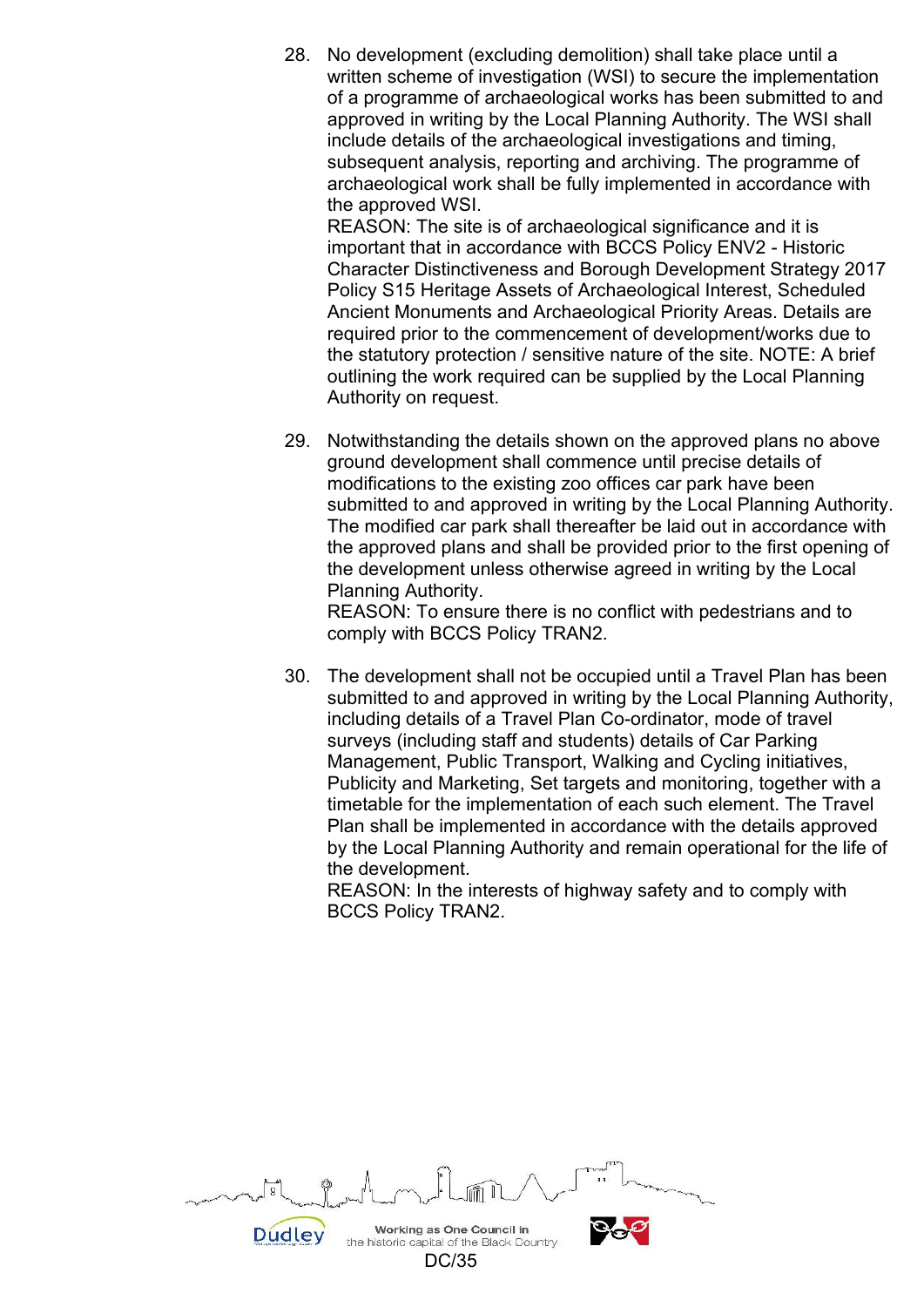28. No development (excluding demolition) shall take place until a written scheme of investigation (WSI) to secure the implementation of a programme of archaeological works has been submitted to and approved in writing by the Local Planning Authority. The WSI shall include details of the archaeological investigations and timing, subsequent analysis, reporting and archiving. The programme of archaeological work shall be fully implemented in accordance with the approved WSI.
    REASON: The site is of archaeological significance and it is important that in accordance with BCCS Policy ENV2 - Historic Character Distinctiveness and Borough Development Strategy 2017 Policy S15 Heritage Assets of Archaeological Interest, Scheduled Ancient Monuments and Archaeological Priority Areas. Details are required prior to the commencement of development/works due to the statutory protection / sensitive nature of the site. NOTE: A brief outlining the work required can be supplied by the Local Planning Authority on request.

29. Notwithstanding the details shown on the approved plans no above ground development shall commence until precise details of modifications to the existing zoo offices car park have been submitted to and approved in writing by the Local Planning Authority. The modified car park shall thereafter be laid out in accordance with the approved plans and shall be provided prior to the first opening of the development unless otherwise agreed in writing by the Local Planning Authority.
    REASON: To ensure there is no conflict with pedestrians and to comply with BCCS Policy TRAN2.

30. The development shall not be occupied until a Travel Plan has been submitted to and approved in writing by the Local Planning Authority, including details of a Travel Plan Co-ordinator, mode of travel surveys (including staff and students) details of Car Parking Management, Public Transport, Walking and Cycling initiatives, Publicity and Marketing, Set targets and monitoring, together with a timetable for the implementation of each such element. The Travel Plan shall be implemented in accordance with the details approved by the Local Planning Authority and remain operational for the life of the development.
    REASON: In the interests of highway safety and to comply with BCCS Policy TRAN2.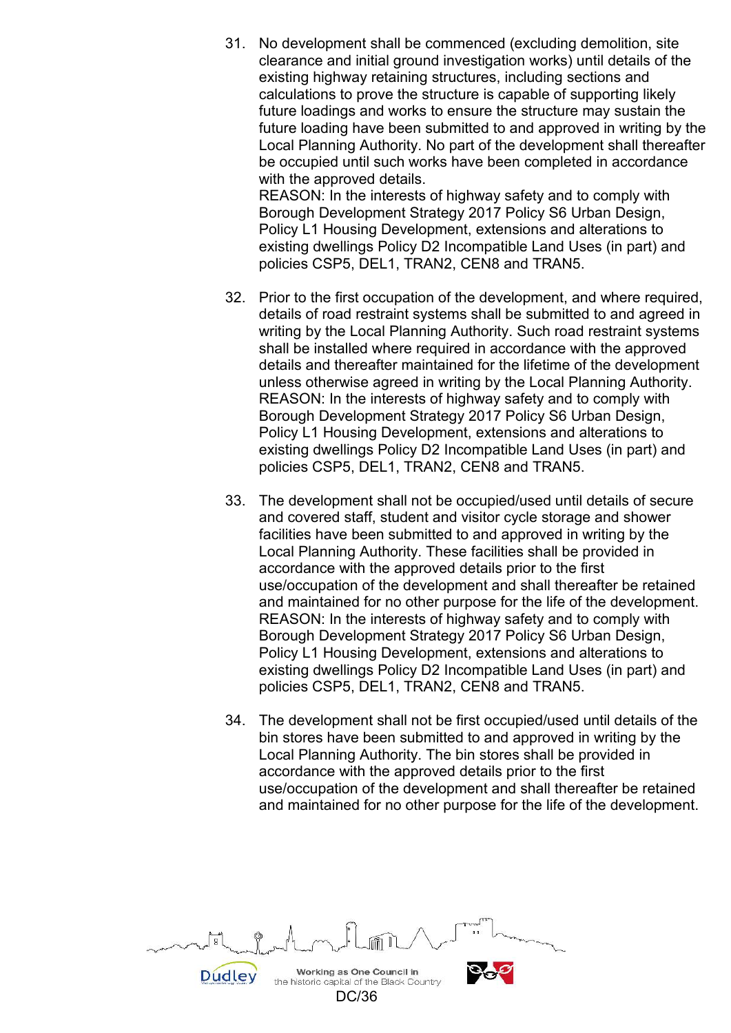31. No development shall be commenced (excluding demolition, site clearance and initial ground investigation works) until details of the existing highway retaining structures, including sections and calculations to prove the structure is capable of supporting likely future loadings and works to ensure the structure may sustain the future loading have been submitted to and approved in writing by the Local Planning Authority. No part of the development shall thereafter be occupied until such works have been completed in accordance with the approved details.
REASON: In the interests of highway safety and to comply with Borough Development Strategy 2017 Policy S6 Urban Design, Policy L1 Housing Development, extensions and alterations to existing dwellings Policy D2 Incompatible Land Uses (in part) and policies CSP5, DEL1, TRAN2, CEN8 and TRAN5.

32. Prior to the first occupation of the development, and where required, details of road restraint systems shall be submitted to and agreed in writing by the Local Planning Authority. Such road restraint systems shall be installed where required in accordance with the approved details and thereafter maintained for the lifetime of the development unless otherwise agreed in writing by the Local Planning Authority.
REASON: In the interests of highway safety and to comply with Borough Development Strategy 2017 Policy S6 Urban Design, Policy L1 Housing Development, extensions and alterations to existing dwellings Policy D2 Incompatible Land Uses (in part) and policies CSP5, DEL1, TRAN2, CEN8 and TRAN5.

33. The development shall not be occupied/used until details of secure and covered staff, student and visitor cycle storage and shower facilities have been submitted to and approved in writing by the Local Planning Authority. These facilities shall be provided in accordance with the approved details prior to the first use/occupation of the development and shall thereafter be retained and maintained for no other purpose for the life of the development.
REASON: In the interests of highway safety and to comply with Borough Development Strategy 2017 Policy S6 Urban Design, Policy L1 Housing Development, extensions and alterations to existing dwellings Policy D2 Incompatible Land Uses (in part) and policies CSP5, DEL1, TRAN2, CEN8 and TRAN5.

34. The development shall not be first occupied/used until details of the bin stores have been submitted to and approved in writing by the Local Planning Authority. The bin stores shall be provided in accordance with the approved details prior to the first use/occupation of the development and shall thereafter be retained and maintained for no other purpose for the life of the development.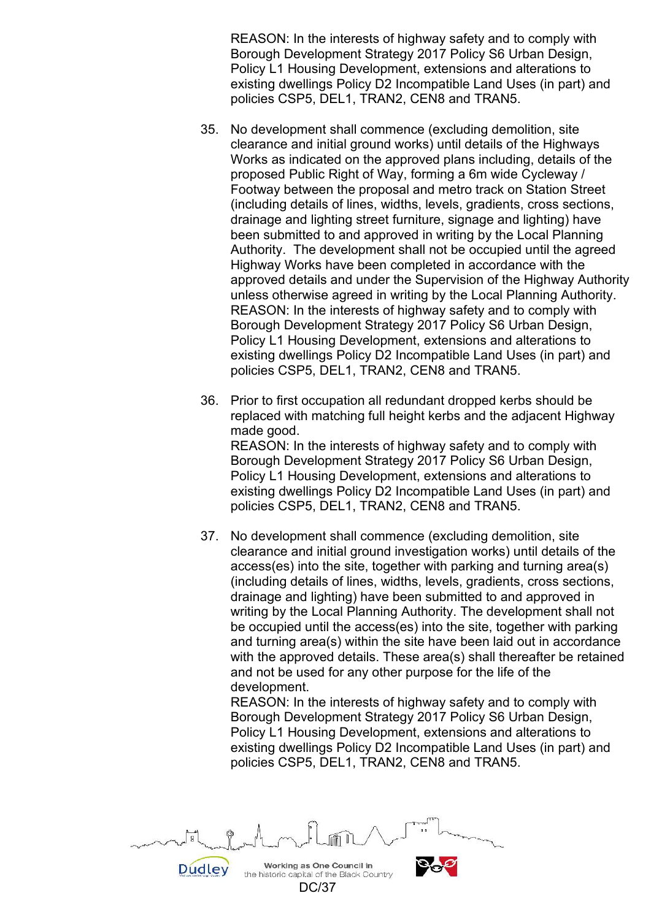REASON: In the interests of highway safety and to comply with Borough Development Strategy 2017 Policy S6 Urban Design, Policy L1 Housing Development, extensions and alterations to existing dwellings Policy D2 Incompatible Land Uses (in part) and policies CSP5, DEL1, TRAN2, CEN8 and TRAN5.

35. No development shall commence (excluding demolition, site clearance and initial ground works) until details of the Highways Works as indicated on the approved plans including, details of the proposed Public Right of Way, forming a 6m wide Cycleway / Footway between the proposal and metro track on Station Street (including details of lines, widths, levels, gradients, cross sections, drainage and lighting street furniture, signage and lighting) have been submitted to and approved in writing by the Local Planning Authority. The development shall not be occupied until the agreed Highway Works have been completed in accordance with the approved details and under the Supervision of the Highway Authority unless otherwise agreed in writing by the Local Planning Authority.
REASON: In the interests of highway safety and to comply with Borough Development Strategy 2017 Policy S6 Urban Design, Policy L1 Housing Development, extensions and alterations to existing dwellings Policy D2 Incompatible Land Uses (in part) and policies CSP5, DEL1, TRAN2, CEN8 and TRAN5.

36. Prior to first occupation all redundant dropped kerbs should be replaced with matching full height kerbs and the adjacent Highway made good.
REASON: In the interests of highway safety and to comply with Borough Development Strategy 2017 Policy S6 Urban Design, Policy L1 Housing Development, extensions and alterations to existing dwellings Policy D2 Incompatible Land Uses (in part) and policies CSP5, DEL1, TRAN2, CEN8 and TRAN5.

37. No development shall commence (excluding demolition, site clearance and initial ground investigation works) until details of the access(es) into the site, together with parking and turning area(s) (including details of lines, widths, levels, gradients, cross sections, drainage and lighting) have been submitted to and approved in writing by the Local Planning Authority. The development shall not be occupied until the access(es) into the site, together with parking and turning area(s) within the site have been laid out in accordance with the approved details. These area(s) shall thereafter be retained and not be used for any other purpose for the life of the development.
REASON: In the interests of highway safety and to comply with Borough Development Strategy 2017 Policy S6 Urban Design, Policy L1 Housing Development, extensions and alterations to existing dwellings Policy D2 Incompatible Land Uses (in part) and policies CSP5, DEL1, TRAN2, CEN8 and TRAN5.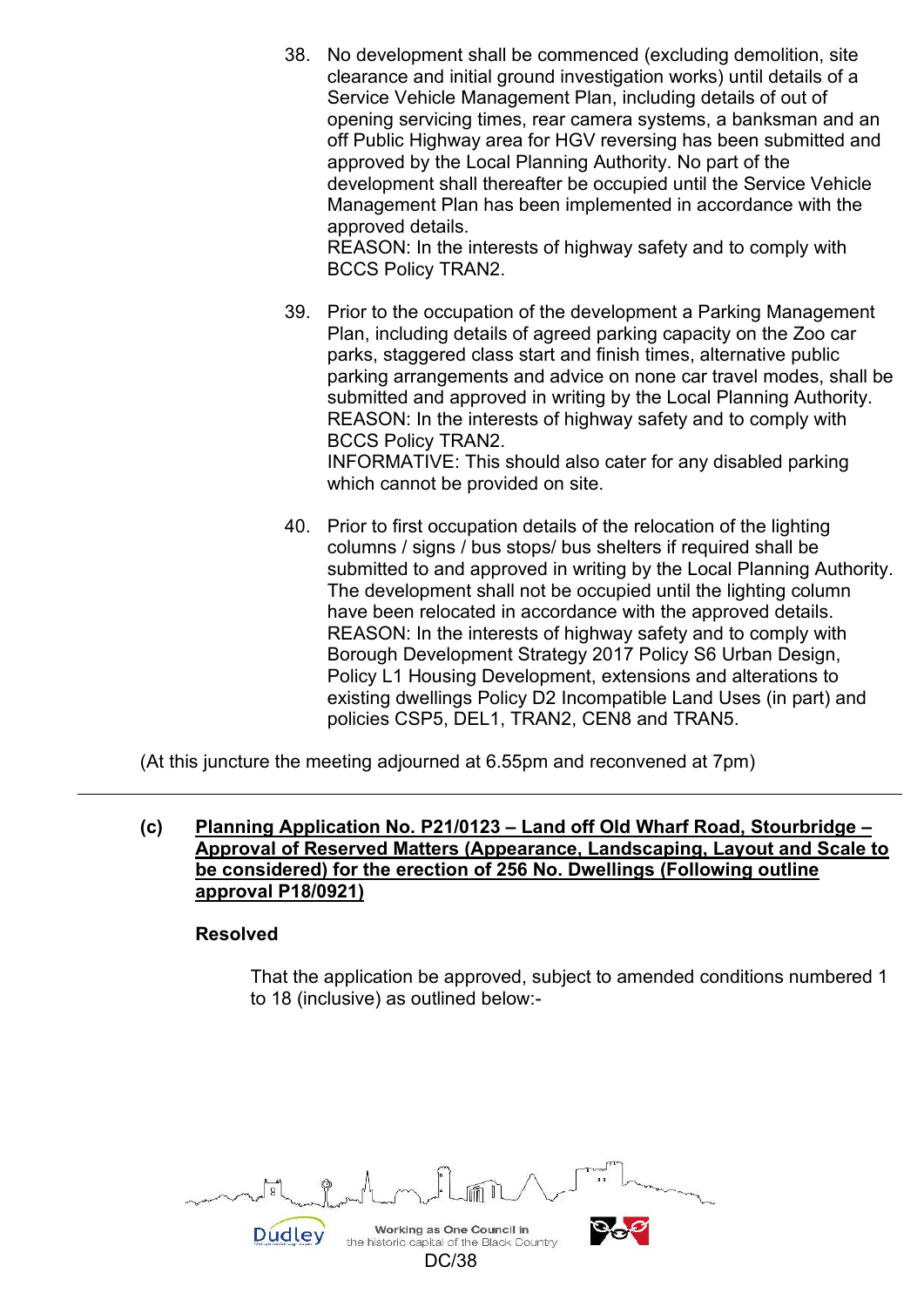38. No development shall be commenced (excluding demolition, site clearance and initial ground investigation works) until details of a Service Vehicle Management Plan, including details of out of opening servicing times, rear camera systems, a banksman and an off Public Highway area for HGV reversing has been submitted and approved by the Local Planning Authority. No part of the development shall thereafter be occupied until the Service Vehicle Management Plan has been implemented in accordance with the approved details.
    REASON: In the interests of highway safety and to comply with BCCS Policy TRAN2.

39. Prior to the occupation of the development a Parking Management Plan, including details of agreed parking capacity on the Zoo car parks, staggered class start and finish times, alternative public parking arrangements and advice on none car travel modes, shall be submitted and approved in writing by the Local Planning Authority.
    REASON: In the interests of highway safety and to comply with BCCS Policy TRAN2.
    INFORMATIVE: This should also cater for any disabled parking which cannot be provided on site.

40. Prior to first occupation details of the relocation of the lighting columns / signs / bus stops/ bus shelters if required shall be submitted to and approved in writing by the Local Planning Authority. The development shall not be occupied until the lighting column have been relocated in accordance with the approved details.
    REASON: In the interests of highway safety and to comply with Borough Development Strategy 2017 Policy S6 Urban Design, Policy L1 Housing Development, extensions and alterations to existing dwellings Policy D2 Incompatible Land Uses (in part) and policies CSP5, DEL1, TRAN2, CEN8 and TRAN5.

(At this juncture the meeting adjourned at 6.55pm and reconvened at 7pm)

---

**(c) Planning Application No. P21/0123 – Land off Old Wharf Road, Stourbridge – Approval of Reserved Matters (Appearance, Landscaping, Layout and Scale to be considered) for the erection of 256 No. Dwellings (Following outline approval P18/0921)**

**Resolved**

That the application be approved, subject to amended conditions numbered 1 to 18 (inclusive) as outlined below:-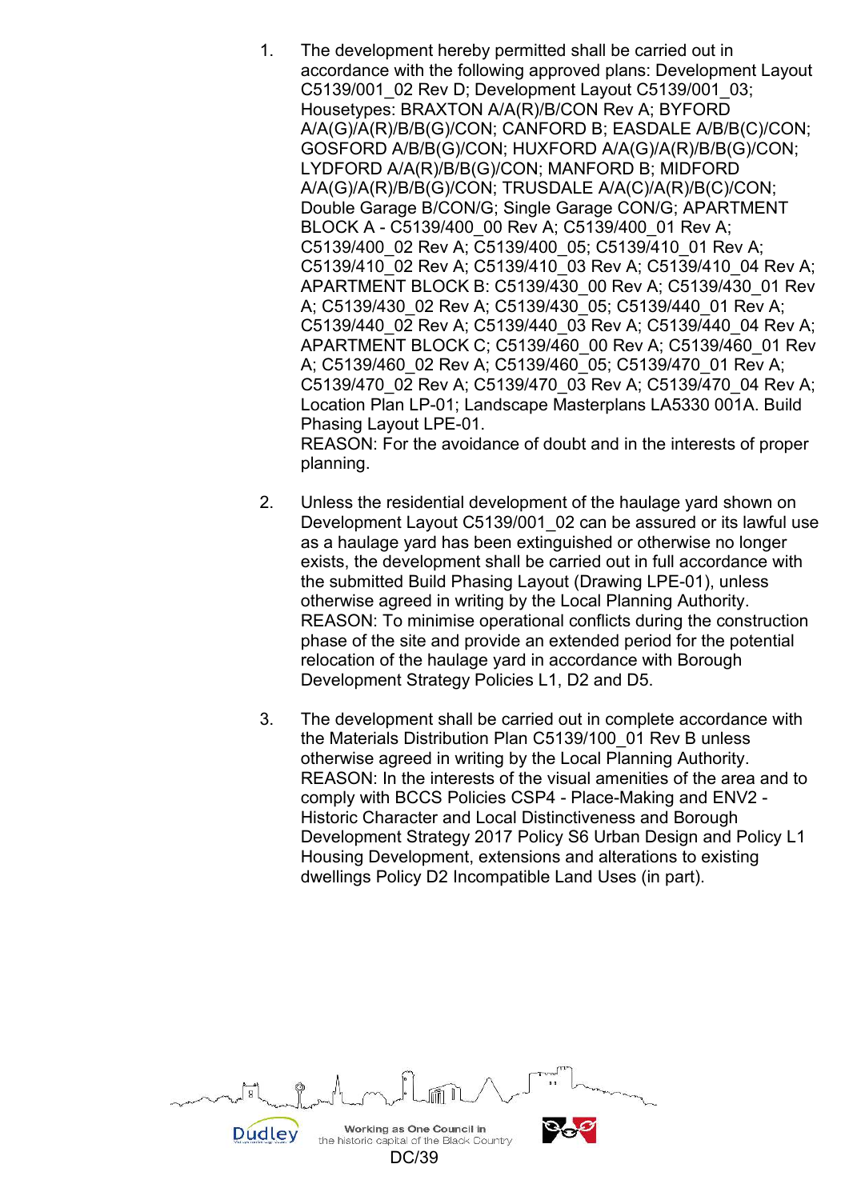1. The development hereby permitted shall be carried out in accordance with the following approved plans: Development Layout C5139/001_02 Rev D; Development Layout C5139/001_03; Housetypes: BRAXTON A/A(R)/B/CON Rev A; BYFORD A/A(G)/A(R)/B/B(G)/CON; CANFORD B; EASDALE A/B/B(C)/CON; GOSFORD A/B/B(G)/CON; HUXFORD A/A(G)/A(R)/B/B(G)/CON; LYDFORD A/A(R)/B/B(G)/CON; MANFORD B; MIDFORD A/A(G)/A(R)/B/B(G)/CON; TRUSDALE A/A(C)/A(R)/B(C)/CON; Double Garage B/CON/G; Single Garage CON/G; APARTMENT BLOCK A - C5139/400_00 Rev A; C5139/400_01 Rev A; C5139/400_02 Rev A; C5139/400_05; C5139/410_01 Rev A; C5139/410_02 Rev A; C5139/410_03 Rev A; C5139/410_04 Rev A; APARTMENT BLOCK B: C5139/430_00 Rev A; C5139/430_01 Rev A; C5139/430_02 Rev A; C5139/430_05; C5139/440_01 Rev A; C5139/440_02 Rev A; C5139/440_03 Rev A; C5139/440_04 Rev A; APARTMENT BLOCK C; C5139/460_00 Rev A; C5139/460_01 Rev A; C5139/460_02 Rev A; C5139/460_05; C5139/470_01 Rev A; C5139/470_02 Rev A; C5139/470_03 Rev A; C5139/470_04 Rev A; Location Plan LP-01; Landscape Masterplans LA5330 001A. Build Phasing Layout LPE-01.
   REASON: For the avoidance of doubt and in the interests of proper planning.

2. Unless the residential development of the haulage yard shown on Development Layout C5139/001_02 can be assured or its lawful use as a haulage yard has been extinguished or otherwise no longer exists, the development shall be carried out in full accordance with the submitted Build Phasing Layout (Drawing LPE-01), unless otherwise agreed in writing by the Local Planning Authority.
   REASON: To minimise operational conflicts during the construction phase of the site and provide an extended period for the potential relocation of the haulage yard in accordance with Borough Development Strategy Policies L1, D2 and D5.

3. The development shall be carried out in complete accordance with the Materials Distribution Plan C5139/100_01 Rev B unless otherwise agreed in writing by the Local Planning Authority.
   REASON: In the interests of the visual amenities of the area and to comply with BCCS Policies CSP4 - Place-Making and ENV2 - Historic Character and Local Distinctiveness and Borough Development Strategy 2017 Policy S6 Urban Design and Policy L1 Housing Development, extensions and alterations to existing dwellings Policy D2 Incompatible Land Uses (in part).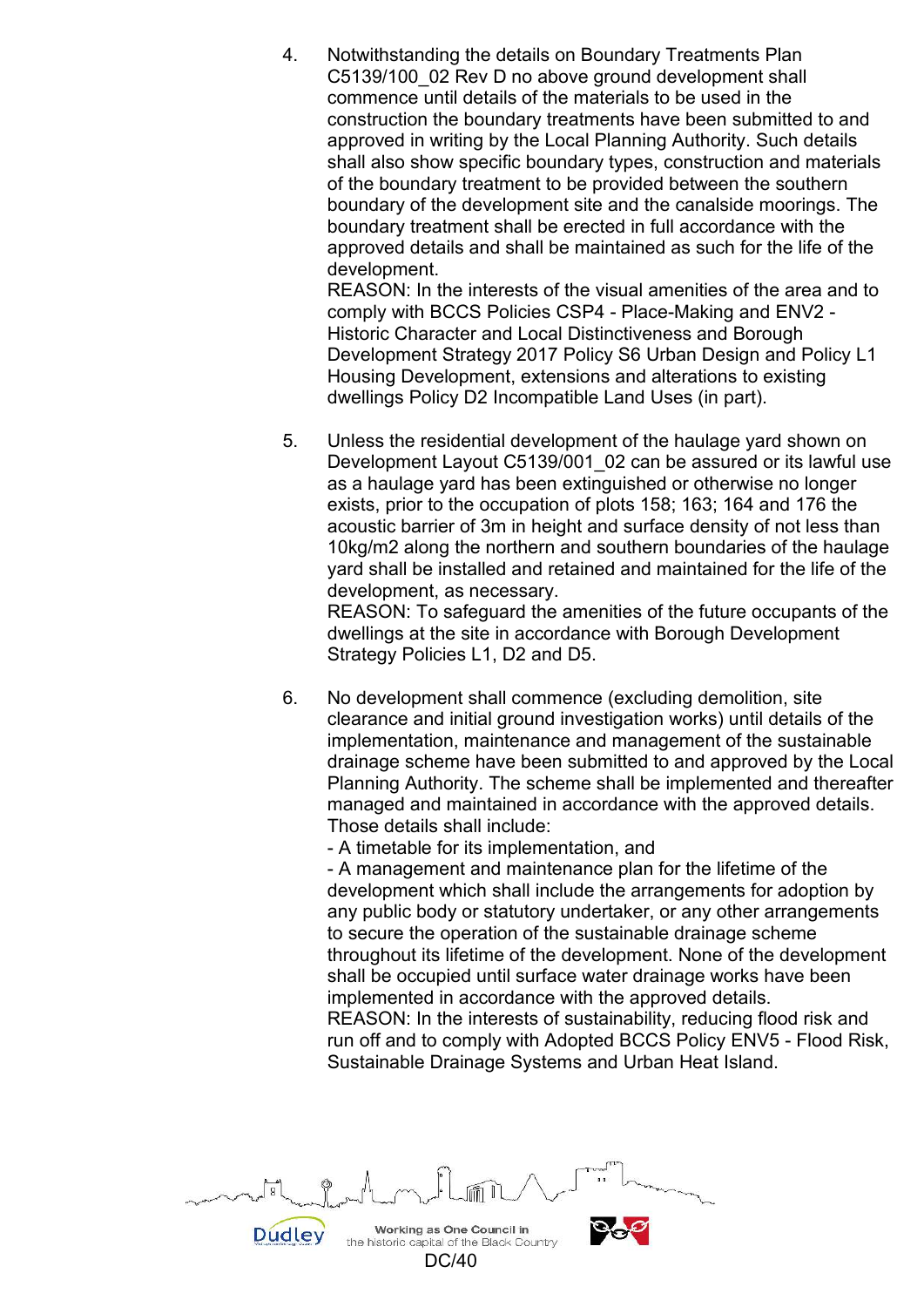4. Notwithstanding the details on Boundary Treatments Plan C5139/100_02 Rev D no above ground development shall commence until details of the materials to be used in the construction the boundary treatments have been submitted to and approved in writing by the Local Planning Authority. Such details shall also show specific boundary types, construction and materials of the boundary treatment to be provided between the southern boundary of the development site and the canalside moorings. The boundary treatment shall be erected in full accordance with the approved details and shall be maintained as such for the life of the development.
   REASON: In the interests of the visual amenities of the area and to comply with BCCS Policies CSP4 - Place-Making and ENV2 - Historic Character and Local Distinctiveness and Borough Development Strategy 2017 Policy S6 Urban Design and Policy L1 Housing Development, extensions and alterations to existing dwellings Policy D2 Incompatible Land Uses (in part).

5. Unless the residential development of the haulage yard shown on Development Layout C5139/001_02 can be assured or its lawful use as a haulage yard has been extinguished or otherwise no longer exists, prior to the occupation of plots 158; 163; 164 and 176 the acoustic barrier of 3m in height and surface density of not less than 10kg/m2 along the northern and southern boundaries of the haulage yard shall be installed and retained and maintained for the life of the development, as necessary.
   REASON: To safeguard the amenities of the future occupants of the dwellings at the site in accordance with Borough Development Strategy Policies L1, D2 and D5.

6. No development shall commence (excluding demolition, site clearance and initial ground investigation works) until details of the implementation, maintenance and management of the sustainable drainage scheme have been submitted to and approved by the Local Planning Authority. The scheme shall be implemented and thereafter managed and maintained in accordance with the approved details. Those details shall include:
   - A timetable for its implementation, and
   - A management and maintenance plan for the lifetime of the development which shall include the arrangements for adoption by any public body or statutory undertaker, or any other arrangements to secure the operation of the sustainable drainage scheme throughout its lifetime of the development. None of the development shall be occupied until surface water drainage works have been implemented in accordance with the approved details.

   REASON: In the interests of sustainability, reducing flood risk and run off and to comply with Adopted BCCS Policy ENV5 - Flood Risk, Sustainable Drainage Systems and Urban Heat Island.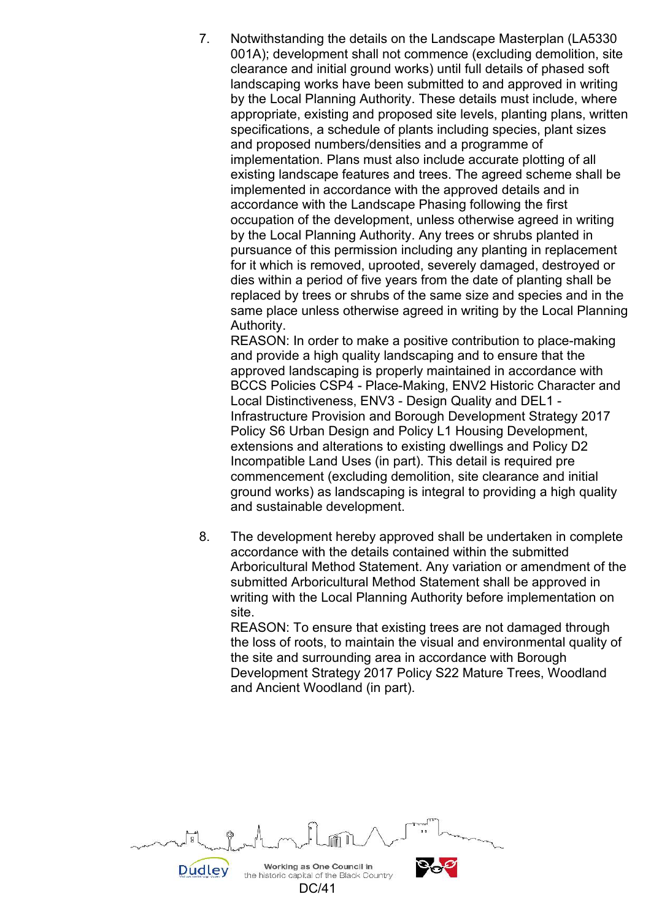7. Notwithstanding the details on the Landscape Masterplan (LA5330 001A); development shall not commence (excluding demolition, site clearance and initial ground works) until full details of phased soft landscaping works have been submitted to and approved in writing by the Local Planning Authority. These details must include, where appropriate, existing and proposed site levels, planting plans, written specifications, a schedule of plants including species, plant sizes and proposed numbers/densities and a programme of implementation. Plans must also include accurate plotting of all existing landscape features and trees. The agreed scheme shall be implemented in accordance with the approved details and in accordance with the Landscape Phasing following the first occupation of the development, unless otherwise agreed in writing by the Local Planning Authority. Any trees or shrubs planted in pursuance of this permission including any planting in replacement for it which is removed, uprooted, severely damaged, destroyed or dies within a period of five years from the date of planting shall be replaced by trees or shrubs of the same size and species and in the same place unless otherwise agreed in writing by the Local Planning Authority.
   REASON: In order to make a positive contribution to place-making and provide a high quality landscaping and to ensure that the approved landscaping is properly maintained in accordance with BCCS Policies CSP4 - Place-Making, ENV2 Historic Character and Local Distinctiveness, ENV3 - Design Quality and DEL1 - Infrastructure Provision and Borough Development Strategy 2017 Policy S6 Urban Design and Policy L1 Housing Development, extensions and alterations to existing dwellings and Policy D2 Incompatible Land Uses (in part). This detail is required pre commencement (excluding demolition, site clearance and initial ground works) as landscaping is integral to providing a high quality and sustainable development.

8. The development hereby approved shall be undertaken in complete accordance with the details contained within the submitted Arboricultural Method Statement. Any variation or amendment of the submitted Arboricultural Method Statement shall be approved in writing with the Local Planning Authority before implementation on site.
   REASON: To ensure that existing trees are not damaged through the loss of roots, to maintain the visual and environmental quality of the site and surrounding area in accordance with Borough Development Strategy 2017 Policy S22 Mature Trees, Woodland and Ancient Woodland (in part).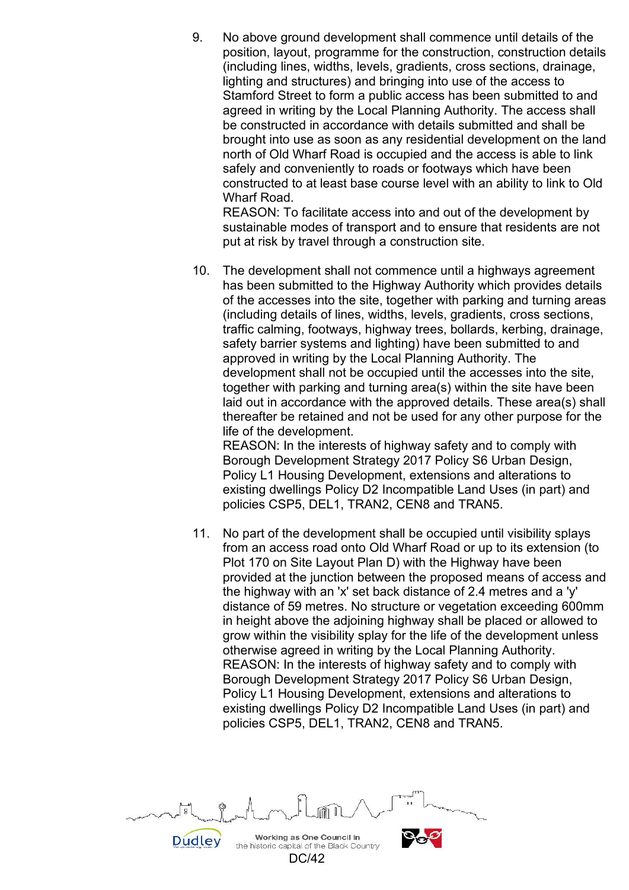9. No above ground development shall commence until details of the position, layout, programme for the construction, construction details (including lines, widths, levels, gradients, cross sections, drainage, lighting and structures) and bringing into use of the access to Stamford Street to form a public access has been submitted to and agreed in writing by the Local Planning Authority. The access shall be constructed in accordance with details submitted and shall be brought into use as soon as any residential development on the land north of Old Wharf Road is occupied and the access is able to link safely and conveniently to roads or footways which have been constructed to at least base course level with an ability to link to Old Wharf Road.
   REASON: To facilitate access into and out of the development by sustainable modes of transport and to ensure that residents are not put at risk by travel through a construction site.

10. The development shall not commence until a highways agreement has been submitted to the Highway Authority which provides details of the accesses into the site, together with parking and turning areas (including details of lines, widths, levels, gradients, cross sections, traffic calming, footways, highway trees, bollards, kerbing, drainage, safety barrier systems and lighting) have been submitted to and approved in writing by the Local Planning Authority. The development shall not be occupied until the accesses into the site, together with parking and turning area(s) within the site have been laid out in accordance with the approved details. These area(s) shall thereafter be retained and not be used for any other purpose for the life of the development.
    REASON: In the interests of highway safety and to comply with Borough Development Strategy 2017 Policy S6 Urban Design, Policy L1 Housing Development, extensions and alterations to existing dwellings Policy D2 Incompatible Land Uses (in part) and policies CSP5, DEL1, TRAN2, CEN8 and TRAN5.

11. No part of the development shall be occupied until visibility splays from an access road onto Old Wharf Road or up to its extension (to Plot 170 on Site Layout Plan D) with the Highway have been provided at the junction between the proposed means of access and the highway with an 'x' set back distance of 2.4 metres and a 'y' distance of 59 metres. No structure or vegetation exceeding 600mm in height above the adjoining highway shall be placed or allowed to grow within the visibility splay for the life of the development unless otherwise agreed in writing by the Local Planning Authority.
    REASON: In the interests of highway safety and to comply with Borough Development Strategy 2017 Policy S6 Urban Design, Policy L1 Housing Development, extensions and alterations to existing dwellings Policy D2 Incompatible Land Uses (in part) and policies CSP5, DEL1, TRAN2, CEN8 and TRAN5.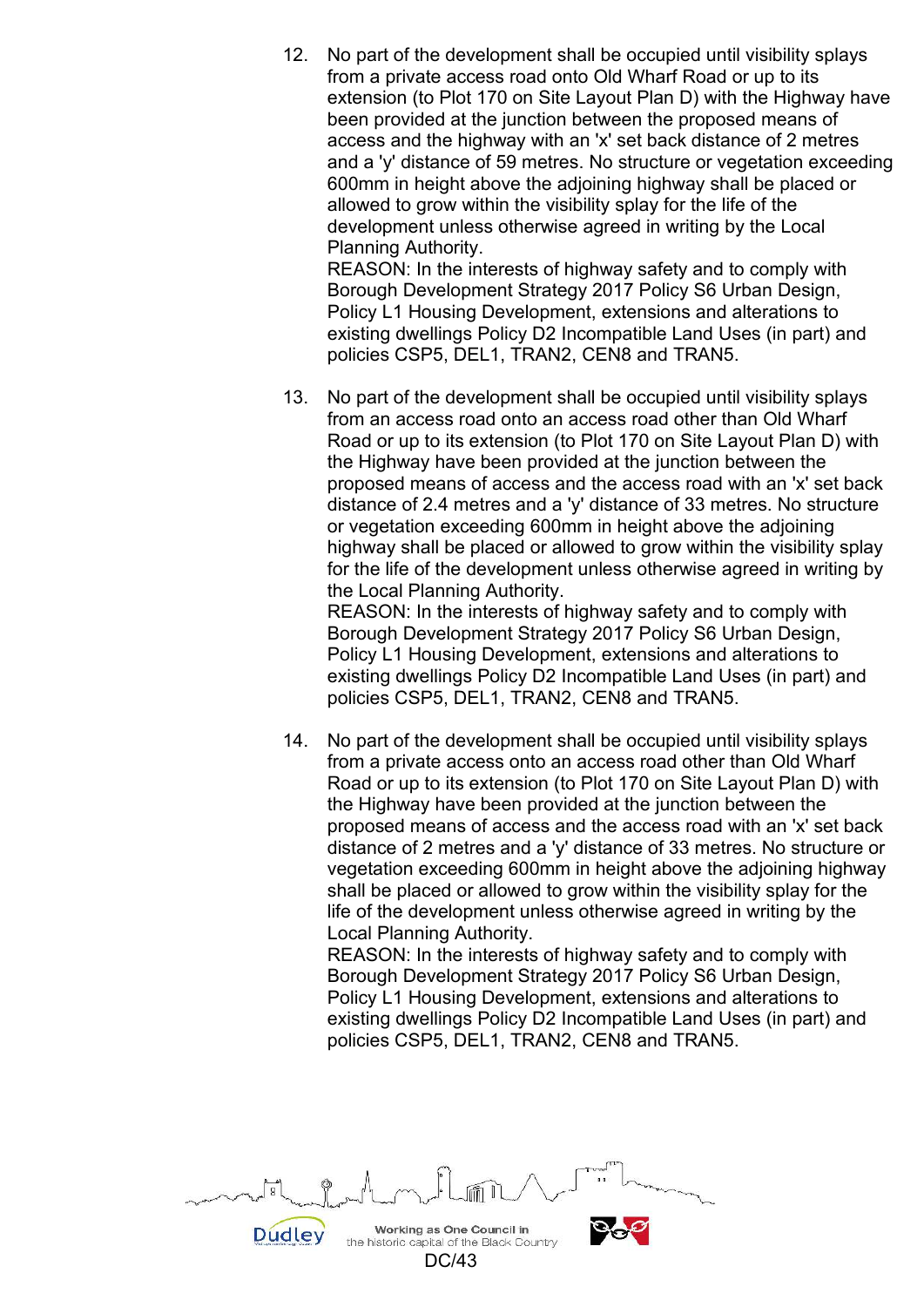12. No part of the development shall be occupied until visibility splays from a private access road onto Old Wharf Road or up to its extension (to Plot 170 on Site Layout Plan D) with the Highway have been provided at the junction between the proposed means of access and the highway with an 'x' set back distance of 2 metres and a 'y' distance of 59 metres. No structure or vegetation exceeding 600mm in height above the adjoining highway shall be placed or allowed to grow within the visibility splay for the life of the development unless otherwise agreed in writing by the Local Planning Authority.
    REASON: In the interests of highway safety and to comply with Borough Development Strategy 2017 Policy S6 Urban Design, Policy L1 Housing Development, extensions and alterations to existing dwellings Policy D2 Incompatible Land Uses (in part) and policies CSP5, DEL1, TRAN2, CEN8 and TRAN5.

13. No part of the development shall be occupied until visibility splays from an access road onto an access road other than Old Wharf Road or up to its extension (to Plot 170 on Site Layout Plan D) with the Highway have been provided at the junction between the proposed means of access and the access road with an 'x' set back distance of 2.4 metres and a 'y' distance of 33 metres. No structure or vegetation exceeding 600mm in height above the adjoining highway shall be placed or allowed to grow within the visibility splay for the life of the development unless otherwise agreed in writing by the Local Planning Authority.
    REASON: In the interests of highway safety and to comply with Borough Development Strategy 2017 Policy S6 Urban Design, Policy L1 Housing Development, extensions and alterations to existing dwellings Policy D2 Incompatible Land Uses (in part) and policies CSP5, DEL1, TRAN2, CEN8 and TRAN5.

14. No part of the development shall be occupied until visibility splays from a private access onto an access road other than Old Wharf Road or up to its extension (to Plot 170 on Site Layout Plan D) with the Highway have been provided at the junction between the proposed means of access and the access road with an 'x' set back distance of 2 metres and a 'y' distance of 33 metres. No structure or vegetation exceeding 600mm in height above the adjoining highway shall be placed or allowed to grow within the visibility splay for the life of the development unless otherwise agreed in writing by the Local Planning Authority.
    REASON: In the interests of highway safety and to comply with Borough Development Strategy 2017 Policy S6 Urban Design, Policy L1 Housing Development, extensions and alterations to existing dwellings Policy D2 Incompatible Land Uses (in part) and policies CSP5, DEL1, TRAN2, CEN8 and TRAN5.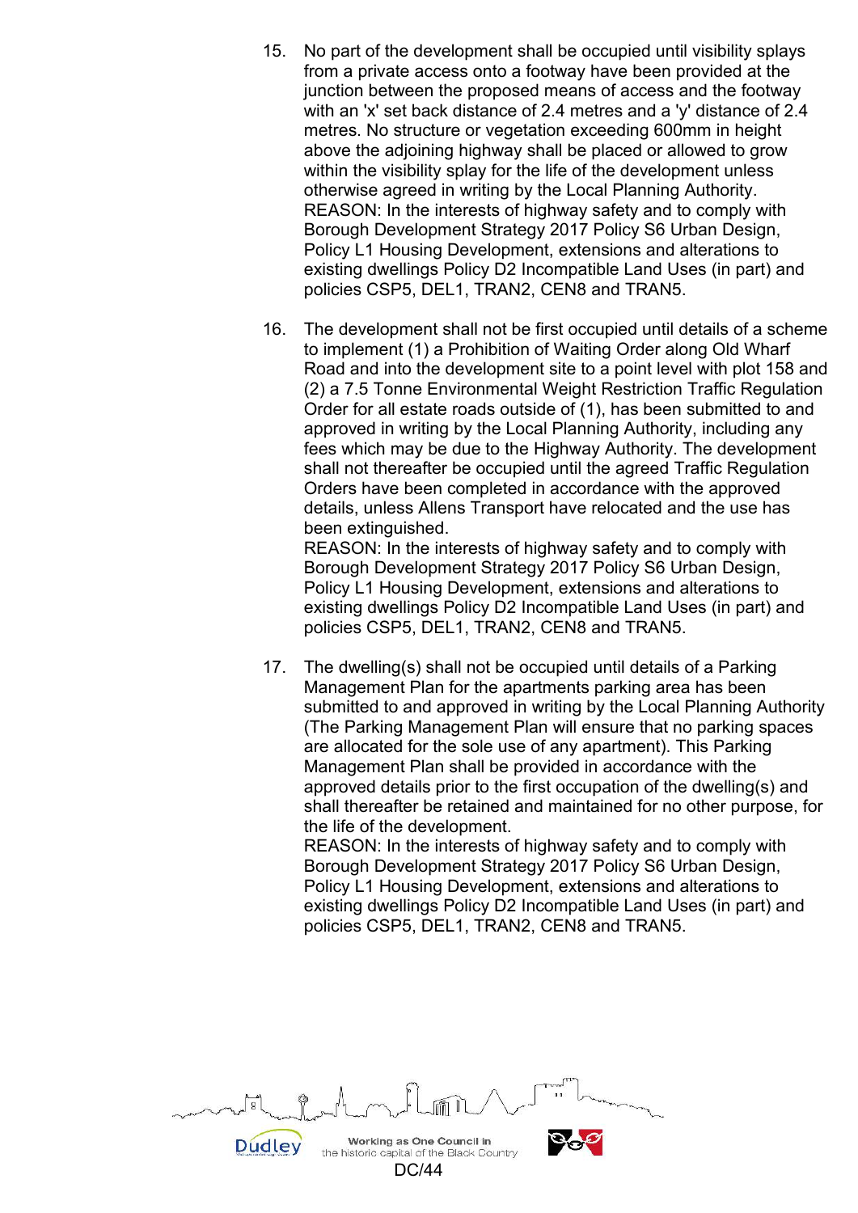15. No part of the development shall be occupied until visibility splays from a private access onto a footway have been provided at the junction between the proposed means of access and the footway with an 'x' set back distance of 2.4 metres and a 'y' distance of 2.4 metres. No structure or vegetation exceeding 600mm in height above the adjoining highway shall be placed or allowed to grow within the visibility splay for the life of the development unless otherwise agreed in writing by the Local Planning Authority.
    REASON: In the interests of highway safety and to comply with Borough Development Strategy 2017 Policy S6 Urban Design, Policy L1 Housing Development, extensions and alterations to existing dwellings Policy D2 Incompatible Land Uses (in part) and policies CSP5, DEL1, TRAN2, CEN8 and TRAN5.

16. The development shall not be first occupied until details of a scheme to implement (1) a Prohibition of Waiting Order along Old Wharf Road and into the development site to a point level with plot 158 and (2) a 7.5 Tonne Environmental Weight Restriction Traffic Regulation Order for all estate roads outside of (1), has been submitted to and approved in writing by the Local Planning Authority, including any fees which may be due to the Highway Authority. The development shall not thereafter be occupied until the agreed Traffic Regulation Orders have been completed in accordance with the approved details, unless Allens Transport have relocated and the use has been extinguished.
    REASON: In the interests of highway safety and to comply with Borough Development Strategy 2017 Policy S6 Urban Design, Policy L1 Housing Development, extensions and alterations to existing dwellings Policy D2 Incompatible Land Uses (in part) and policies CSP5, DEL1, TRAN2, CEN8 and TRAN5.

17. The dwelling(s) shall not be occupied until details of a Parking Management Plan for the apartments parking area has been submitted to and approved in writing by the Local Planning Authority (The Parking Management Plan will ensure that no parking spaces are allocated for the sole use of any apartment). This Parking Management Plan shall be provided in accordance with the approved details prior to the first occupation of the dwelling(s) and shall thereafter be retained and maintained for no other purpose, for the life of the development.
    REASON: In the interests of highway safety and to comply with Borough Development Strategy 2017 Policy S6 Urban Design, Policy L1 Housing Development, extensions and alterations to existing dwellings Policy D2 Incompatible Land Uses (in part) and policies CSP5, DEL1, TRAN2, CEN8 and TRAN5.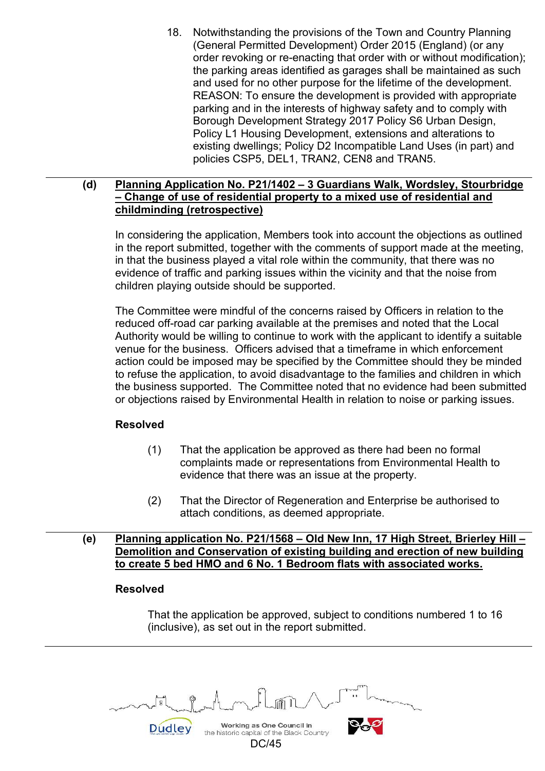18. Notwithstanding the provisions of the Town and Country Planning (General Permitted Development) Order 2015 (England) (or any order revoking or re-enacting that order with or without modification); the parking areas identified as garages shall be maintained as such and used for no other purpose for the lifetime of the development. REASON: To ensure the development is provided with appropriate parking and in the interests of highway safety and to comply with Borough Development Strategy 2017 Policy S6 Urban Design, Policy L1 Housing Development, extensions and alterations to existing dwellings; Policy D2 Incompatible Land Uses (in part) and policies CSP5, DEL1, TRAN2, CEN8 and TRAN5.

---

**(d) Planning Application No. P21/1402 – 3 Guardians Walk, Wordsley, Stourbridge – Change of use of residential property to a mixed use of residential and childminding (retrospective)**

In considering the application, Members took into account the objections as outlined in the report submitted, together with the comments of support made at the meeting, in that the business played a vital role within the community, that there was no evidence of traffic and parking issues within the vicinity and that the noise from children playing outside should be supported.

The Committee were mindful of the concerns raised by Officers in relation to the reduced off-road car parking available at the premises and noted that the Local Authority would be willing to continue to work with the applicant to identify a suitable venue for the business. Officers advised that a timeframe in which enforcement action could be imposed may be specified by the Committee should they be minded to refuse the application, to avoid disadvantage to the families and children in which the business supported. The Committee noted that no evidence had been submitted or objections raised by Environmental Health in relation to noise or parking issues.

**Resolved**

(1) That the application be approved as there had been no formal complaints made or representations from Environmental Health to evidence that there was an issue at the property.

(2) That the Director of Regeneration and Enterprise be authorised to attach conditions, as deemed appropriate.

---

**(e) Planning application No. P21/1568 – Old New Inn, 17 High Street, Brierley Hill – Demolition and Conservation of existing building and erection of new building to create 5 bed HMO and 6 No. 1 Bedroom flats with associated works.**

**Resolved**

That the application be approved, subject to conditions numbered 1 to 16 (inclusive), as set out in the report submitted.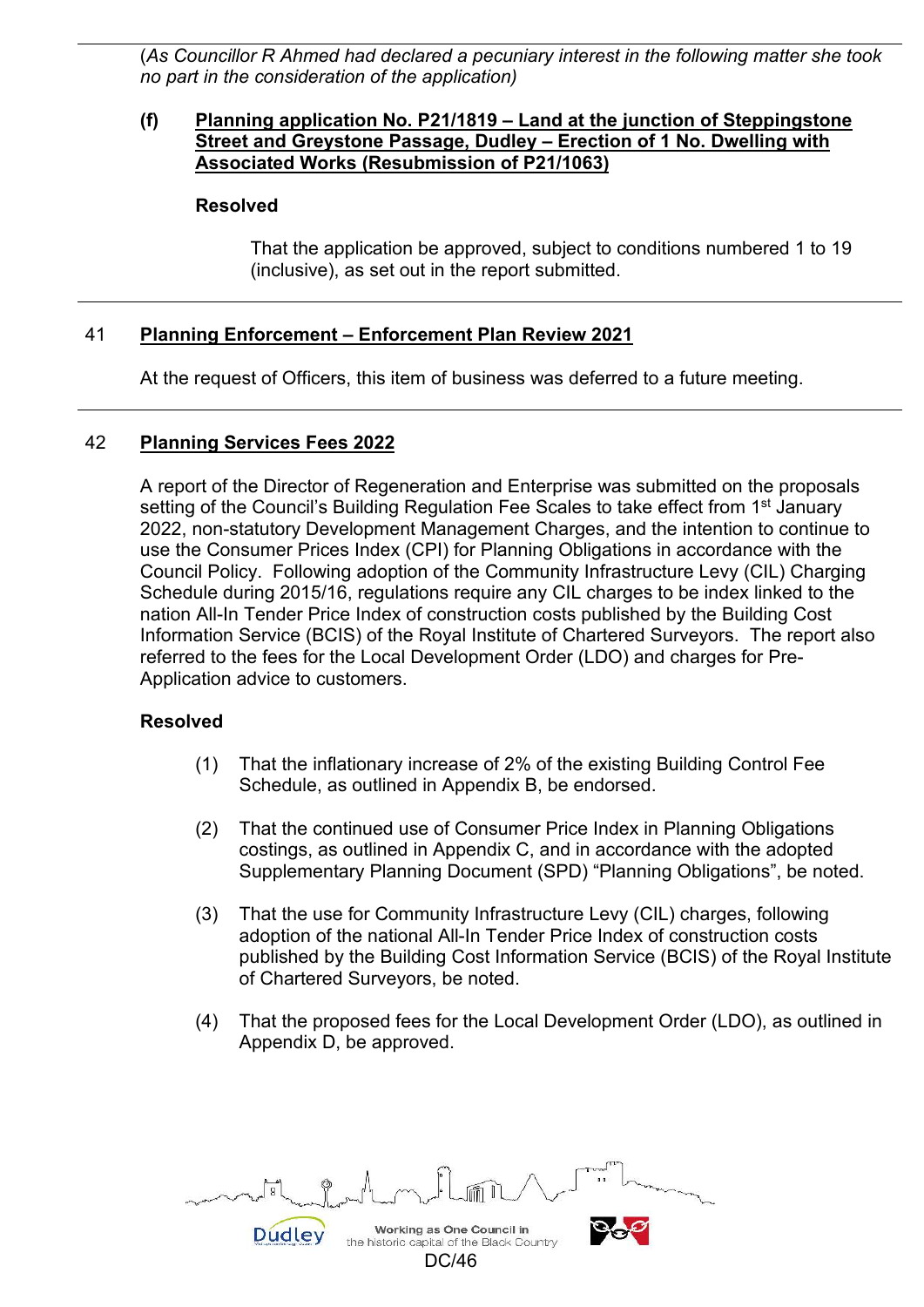(*As Councillor R Ahmed had declared a pecuniary interest in the following matter she took no part in the consideration of the application)*

**(f) Planning application No. P21/1819 – Land at the junction of Steppingstone Street and Greystone Passage, Dudley – Erection of 1 No. Dwelling with Associated Works (Resubmission of P21/1063)**

**Resolved**

That the application be approved, subject to conditions numbered 1 to 19 (inclusive), as set out in the report submitted.

---

## 41 Planning Enforcement – Enforcement Plan Review 2021

At the request of Officers, this item of business was deferred to a future meeting.

---

## 42 Planning Services Fees 2022

A report of the Director of Regeneration and Enterprise was submitted on the proposals setting of the Council's Building Regulation Fee Scales to take effect from 1st January 2022, non-statutory Development Management Charges, and the intention to continue to use the Consumer Prices Index (CPI) for Planning Obligations in accordance with the Council Policy. Following adoption of the Community Infrastructure Levy (CIL) Charging Schedule during 2015/16, regulations require any CIL charges to be index linked to the nation All-In Tender Price Index of construction costs published by the Building Cost Information Service (BCIS) of the Royal Institute of Chartered Surveyors. The report also referred to the fees for the Local Development Order (LDO) and charges for Pre-Application advice to customers.

**Resolved**

(1) That the inflationary increase of 2% of the existing Building Control Fee Schedule, as outlined in Appendix B, be endorsed.

(2) That the continued use of Consumer Price Index in Planning Obligations costings, as outlined in Appendix C, and in accordance with the adopted Supplementary Planning Document (SPD) "Planning Obligations", be noted.

(3) That the use for Community Infrastructure Levy (CIL) charges, following adoption of the national All-In Tender Price Index of construction costs published by the Building Cost Information Service (BCIS) of the Royal Institute of Chartered Surveyors, be noted.

(4) That the proposed fees for the Local Development Order (LDO), as outlined in Appendix D, be approved.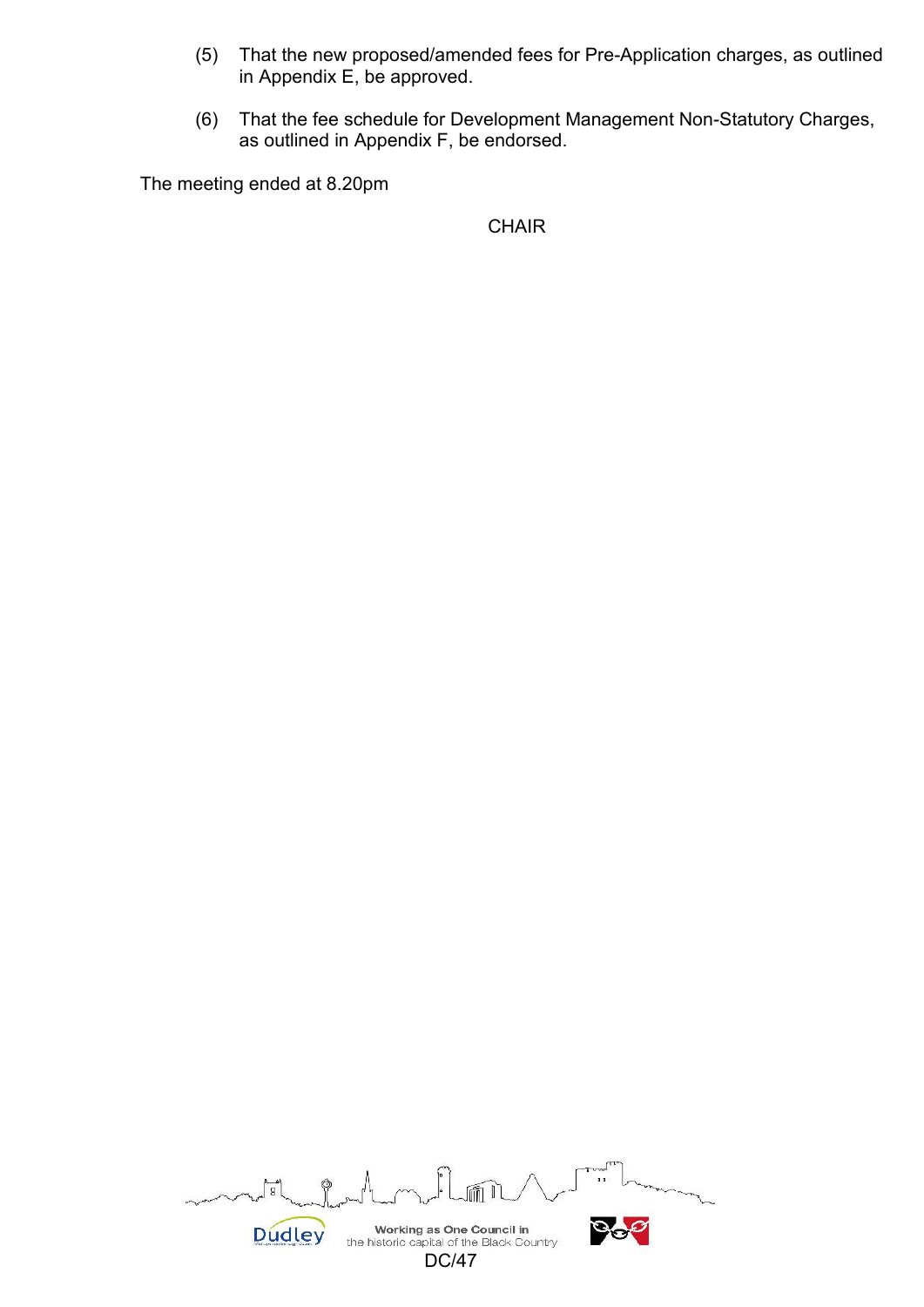(5) That the new proposed/amended fees for Pre-Application charges, as outlined in Appendix E, be approved.

(6) That the fee schedule for Development Management Non-Statutory Charges, as outlined in Appendix F, be endorsed.

The meeting ended at 8.20pm

CHAIR